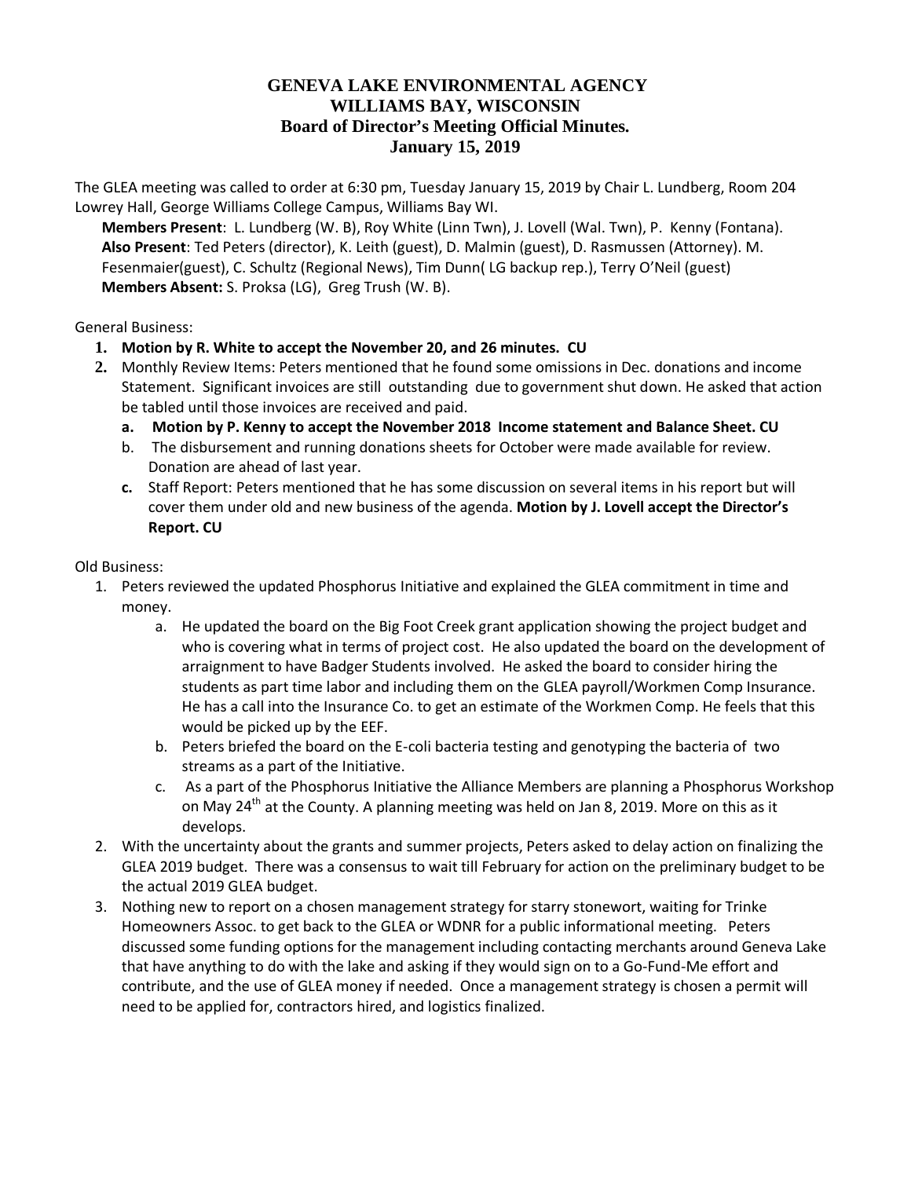# GENEVA LAKE ENVIRONMENTAL AGENCY
# WILLIAMS BAY, WISCONSIN
## Board of Director's Meeting Official Minutes.
## January 15, 2019

The GLEA meeting was called to order at 6:30 pm, Tuesday January 15, 2019 by Chair L. Lundberg, Room 204 Lowrey Hall, George Williams College Campus, Williams Bay WI.

**Members Present**: L. Lundberg (W. B), Roy White (Linn Twn), J. Lovell (Wal. Twn), P. Kenny (Fontana).
**Also Present**: Ted Peters (director), K. Leith (guest), D. Malmin (guest), D. Rasmussen (Attorney). M. Fesenmaier(guest), C. Schultz (Regional News), Tim Dunn( LG backup rep.), Terry O'Neil (guest)
**Members Absent:** S. Proksa (LG), Greg Trush (W. B).

General Business:

1. **Motion by R. White to accept the November 20, and 26 minutes. CU**
2. Monthly Review Items: Peters mentioned that he found some omissions in Dec. donations and income Statement. Significant invoices are still outstanding due to government shut down. He asked that action be tabled until those invoices are received and paid.
   a. **Motion by P. Kenny to accept the November 2018 Income statement and Balance Sheet. CU**
   b. The disbursement and running donations sheets for October were made available for review. Donation are ahead of last year.
   c. Staff Report: Peters mentioned that he has some discussion on several items in his report but will cover them under old and new business of the agenda. **Motion by J. Lovell accept the Director's Report. CU**

Old Business:

1. Peters reviewed the updated Phosphorus Initiative and explained the GLEA commitment in time and money.
   a. He updated the board on the Big Foot Creek grant application showing the project budget and who is covering what in terms of project cost. He also updated the board on the development of arraignment to have Badger Students involved. He asked the board to consider hiring the students as part time labor and including them on the GLEA payroll/Workmen Comp Insurance. He has a call into the Insurance Co. to get an estimate of the Workmen Comp. He feels that this would be picked up by the EEF.
   b. Peters briefed the board on the E-coli bacteria testing and genotyping the bacteria of two streams as a part of the Initiative.
   c. As a part of the Phosphorus Initiative the Alliance Members are planning a Phosphorus Workshop on May 24th at the County. A planning meeting was held on Jan 8, 2019. More on this as it develops.
2. With the uncertainty about the grants and summer projects, Peters asked to delay action on finalizing the GLEA 2019 budget. There was a consensus to wait till February for action on the preliminary budget to be the actual 2019 GLEA budget.
3. Nothing new to report on a chosen management strategy for starry stonewort, waiting for Trinke Homeowners Assoc. to get back to the GLEA or WDNR for a public informational meeting. Peters discussed some funding options for the management including contacting merchants around Geneva Lake that have anything to do with the lake and asking if they would sign on to a Go-Fund-Me effort and contribute, and the use of GLEA money if needed. Once a management strategy is chosen a permit will need to be applied for, contractors hired, and logistics finalized.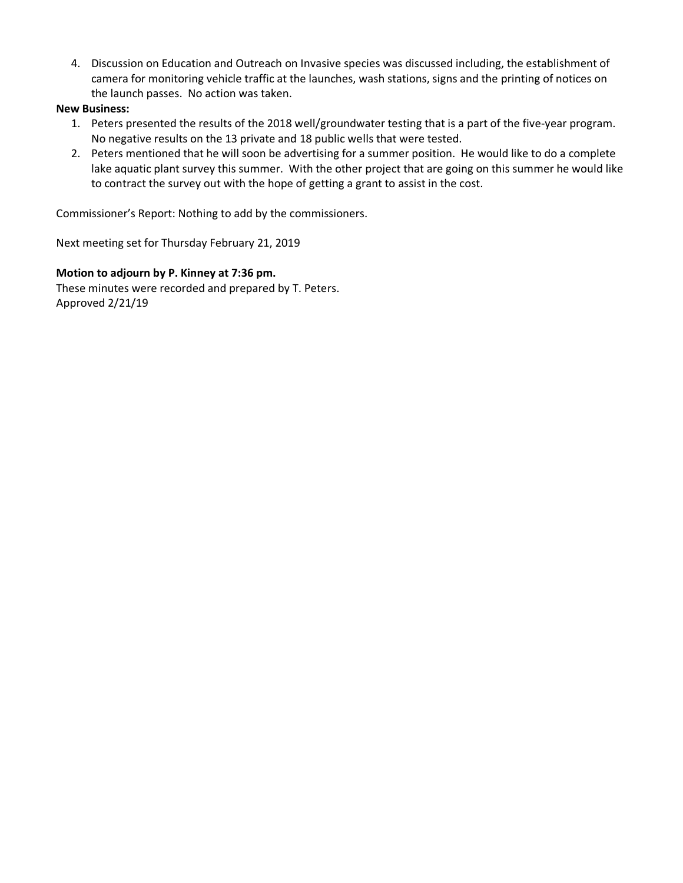4. Discussion on Education and Outreach on Invasive species was discussed including, the establishment of camera for monitoring vehicle traffic at the launches, wash stations, signs and the printing of notices on the launch passes. No action was taken.

**New Business:**

1. Peters presented the results of the 2018 well/groundwater testing that is a part of the five-year program. No negative results on the 13 private and 18 public wells that were tested.
2. Peters mentioned that he will soon be advertising for a summer position. He would like to do a complete lake aquatic plant survey this summer. With the other project that are going on this summer he would like to contract the survey out with the hope of getting a grant to assist in the cost.

Commissioner's Report: Nothing to add by the commissioners.

Next meeting set for Thursday February 21, 2019

**Motion to adjourn by P. Kinney at 7:36 pm.**

These minutes were recorded and prepared by T. Peters.
Approved 2/21/19